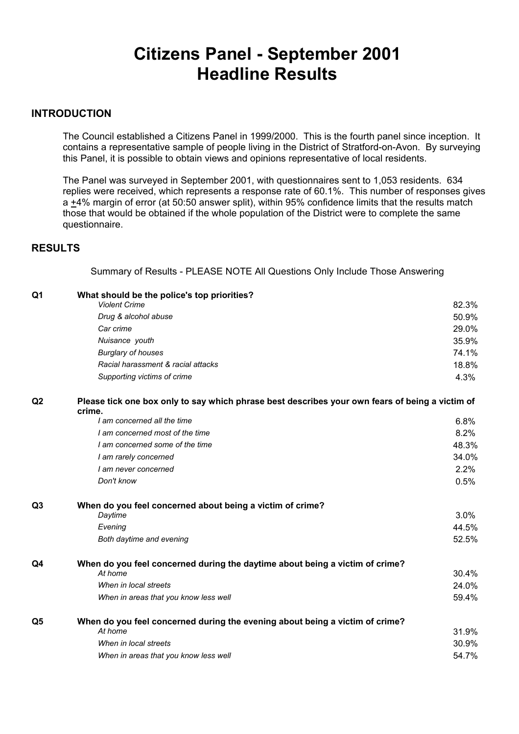# Citizens Panel - September 2001
# Headline Results

## INTRODUCTION

The Council established a Citizens Panel in 1999/2000. This is the fourth panel since inception. It contains a representative sample of people living in the District of Stratford-on-Avon. By surveying this Panel, it is possible to obtain views and opinions representative of local residents.

The Panel was surveyed in September 2001, with questionnaires sent to 1,053 residents. 634 replies were received, which represents a response rate of 60.1%. This number of responses gives a ±4% margin of error (at 50:50 answer split), within 95% confidence limits that the results match those that would be obtained if the whole population of the District were to complete the same questionnaire.

## RESULTS

Summary of Results - PLEASE NOTE All Questions Only Include Those Answering

| | | |
|---|---|---|
| **Q1** | **What should be the police's top priorities?** | |
| | *Violent Crime* | 82.3% |
| | *Drug & alcohol abuse* | 50.9% |
| | *Car crime* | 29.0% |
| | *Nuisance youth* | 35.9% |
| | *Burglary of houses* | 74.1% |
| | *Racial harassment & racial attacks* | 18.8% |
| | *Supporting victims of crime* | 4.3% |
| **Q2** | **Please tick one box only to say which phrase best describes your own fears of being a victim of crime.** | |
| | *I am concerned all the time* | 6.8% |
| | *I am concerned most of the time* | 8.2% |
| | *I am concerned some of the time* | 48.3% |
| | *I am rarely concerned* | 34.0% |
| | *I am never concerned* | 2.2% |
| | *Don't know* | 0.5% |
| **Q3** | **When do you feel concerned about being a victim of crime?** | |
| | *Daytime* | 3.0% |
| | *Evening* | 44.5% |
| | *Both daytime and evening* | 52.5% |
| **Q4** | **When do you feel concerned during the daytime about being a victim of crime?** | |
| | *At home* | 30.4% |
| | *When in local streets* | 24.0% |
| | *When in areas that you know less well* | 59.4% |
| **Q5** | **When do you feel concerned during the evening about being a victim of crime?** | |
| | *At home* | 31.9% |
| | *When in local streets* | 30.9% |
| | *When in areas that you know less well* | 54.7% |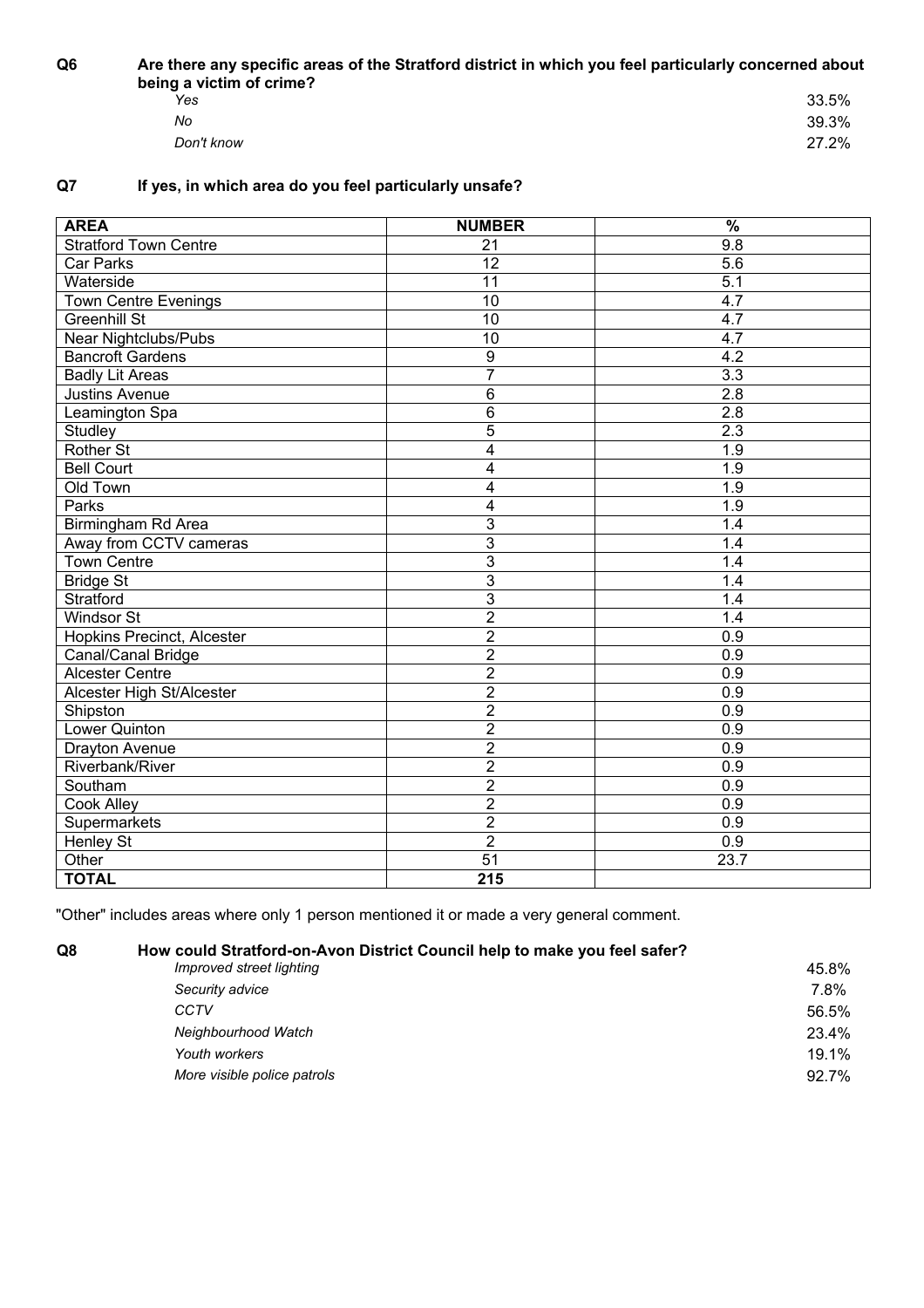**Q6 Are there any specific areas of the Stratford district in which you feel particularly concerned about being a victim of crime?**

| | |
|---|---|
| *Yes* | 33.5% |
| *No* | 39.3% |
| *Don't know* | 27.2% |

**Q7 If yes, in which area do you feel particularly unsafe?**

| AREA | NUMBER | % |
|---|---|---|
| Stratford Town Centre | 21 | 9.8 |
| Car Parks | 12 | 5.6 |
| Waterside | 11 | 5.1 |
| Town Centre Evenings | 10 | 4.7 |
| Greenhill St | 10 | 4.7 |
| Near Nightclubs/Pubs | 10 | 4.7 |
| Bancroft Gardens | 9 | 4.2 |
| Badly Lit Areas | 7 | 3.3 |
| Justins Avenue | 6 | 2.8 |
| Leamington Spa | 6 | 2.8 |
| Studley | 5 | 2.3 |
| Rother St | 4 | 1.9 |
| Bell Court | 4 | 1.9 |
| Old Town | 4 | 1.9 |
| Parks | 4 | 1.9 |
| Birmingham Rd Area | 3 | 1.4 |
| Away from CCTV cameras | 3 | 1.4 |
| Town Centre | 3 | 1.4 |
| Bridge St | 3 | 1.4 |
| Stratford | 3 | 1.4 |
| Windsor St | 2 | 1.4 |
| Hopkins Precinct, Alcester | 2 | 0.9 |
| Canal/Canal Bridge | 2 | 0.9 |
| Alcester Centre | 2 | 0.9 |
| Alcester High St/Alcester | 2 | 0.9 |
| Shipston | 2 | 0.9 |
| Lower Quinton | 2 | 0.9 |
| Drayton Avenue | 2 | 0.9 |
| Riverbank/River | 2 | 0.9 |
| Southam | 2 | 0.9 |
| Cook Alley | 2 | 0.9 |
| Supermarkets | 2 | 0.9 |
| Henley St | 2 | 0.9 |
| Other | 51 | 23.7 |
| **TOTAL** | **215** | |

"Other" includes areas where only 1 person mentioned it or made a very general comment.

**Q8 How could Stratford-on-Avon District Council help to make you feel safer?**

| | |
|---|---|
| *Improved street lighting* | 45.8% |
| *Security advice* | 7.8% |
| *CCTV* | 56.5% |
| *Neighbourhood Watch* | 23.4% |
| *Youth workers* | 19.1% |
| *More visible police patrols* | 92.7% |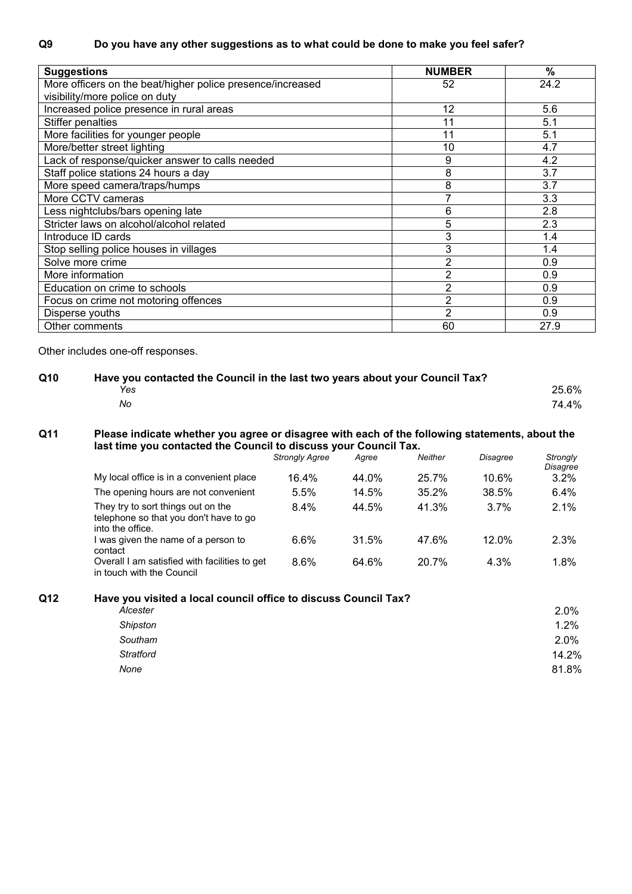**Q9 Do you have any other suggestions as to what could be done to make you feel safer?**

| Suggestions | NUMBER | % |
|---|---|---|
| More officers on the beat/higher police presence/increased visibility/more police on duty | 52 | 24.2 |
| Increased police presence in rural areas | 12 | 5.6 |
| Stiffer penalties | 11 | 5.1 |
| More facilities for younger people | 11 | 5.1 |
| More/better street lighting | 10 | 4.7 |
| Lack of response/quicker answer to calls needed | 9 | 4.2 |
| Staff police stations 24 hours a day | 8 | 3.7 |
| More speed camera/traps/humps | 8 | 3.7 |
| More CCTV cameras | 7 | 3.3 |
| Less nightclubs/bars opening late | 6 | 2.8 |
| Stricter laws on alcohol/alcohol related | 5 | 2.3 |
| Introduce ID cards | 3 | 1.4 |
| Stop selling police houses in villages | 3 | 1.4 |
| Solve more crime | 2 | 0.9 |
| More information | 2 | 0.9 |
| Education on crime to schools | 2 | 0.9 |
| Focus on crime not motoring offences | 2 | 0.9 |
| Disperse youths | 2 | 0.9 |
| Other comments | 60 | 27.9 |

Other includes one-off responses.

**Q10 Have you contacted the Council in the last two years about your Council Tax?**

| | |
|---|---|
| *Yes* | 25.6% |
| *No* | 74.4% |

**Q11 Please indicate whether you agree or disagree with each of the following statements, about the last time you contacted the Council to discuss your Council Tax.**

| | *Strongly Agree* | *Agree* | *Neither* | *Disagree* | *Strongly Disagree* |
|---|---|---|---|---|---|
| My local office is in a convenient place | 16.4% | 44.0% | 25.7% | 10.6% | 3.2% |
| The opening hours are not convenient | 5.5% | 14.5% | 35.2% | 38.5% | 6.4% |
| They try to sort things out on the telephone so that you don't have to go into the office. | 8.4% | 44.5% | 41.3% | 3.7% | 2.1% |
| I was given the name of a person to contact | 6.6% | 31.5% | 47.6% | 12.0% | 2.3% |
| Overall I am satisfied with facilities to get in touch with the Council | 8.6% | 64.6% | 20.7% | 4.3% | 1.8% |

**Q12 Have you visited a local council office to discuss Council Tax?**

| | |
|---|---|
| *Alcester* | 2.0% |
| *Shipston* | 1.2% |
| *Southam* | 2.0% |
| *Stratford* | 14.2% |
| *None* | 81.8% |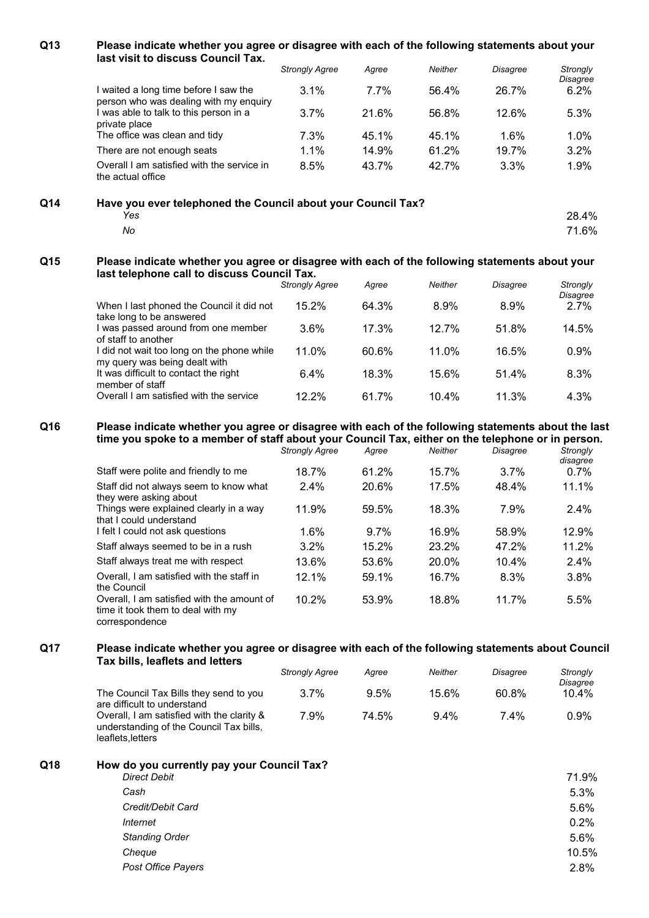**Q13 Please indicate whether you agree or disagree with each of the following statements about your last visit to discuss Council Tax.**

| | *Strongly Agree* | *Agree* | *Neither* | *Disagree* | *Strongly Disagree* |
|---|---|---|---|---|---|
| I waited a long time before I saw the person who was dealing with my enquiry | 3.1% | 7.7% | 56.4% | 26.7% | 6.2% |
| I was able to talk to this person in a private place | 3.7% | 21.6% | 56.8% | 12.6% | 5.3% |
| The office was clean and tidy | 7.3% | 45.1% | 45.1% | 1.6% | 1.0% |
| There are not enough seats | 1.1% | 14.9% | 61.2% | 19.7% | 3.2% |
| Overall I am satisfied with the service in the actual office | 8.5% | 43.7% | 42.7% | 3.3% | 1.9% |

**Q14 Have you ever telephoned the Council about your Council Tax?**

| | |
|---|---|
| *Yes* | 28.4% |
| *No* | 71.6% |

**Q15 Please indicate whether you agree or disagree with each of the following statements about your last telephone call to discuss Council Tax.**

| | *Strongly Agree* | *Agree* | *Neither* | *Disagree* | *Strongly Disagree* |
|---|---|---|---|---|---|
| When I last phoned the Council it did not take long to be answered | 15.2% | 64.3% | 8.9% | 8.9% | 2.7% |
| I was passed around from one member of staff to another | 3.6% | 17.3% | 12.7% | 51.8% | 14.5% |
| I did not wait too long on the phone while my query was being dealt with | 11.0% | 60.6% | 11.0% | 16.5% | 0.9% |
| It was difficult to contact the right member of staff | 6.4% | 18.3% | 15.6% | 51.4% | 8.3% |
| Overall I am satisfied with the service | 12.2% | 61.7% | 10.4% | 11.3% | 4.3% |

**Q16 Please indicate whether you agree or disagree with each of the following statements about the last time you spoke to a member of staff about your Council Tax, either on the telephone or in person.**

| | *Strongly Agree* | *Agree* | *Neither* | *Disagree* | *Strongly disagree* |
|---|---|---|---|---|---|
| Staff were polite and friendly to me | 18.7% | 61.2% | 15.7% | 3.7% | 0.7% |
| Staff did not always seem to know what they were asking about | 2.4% | 20.6% | 17.5% | 48.4% | 11.1% |
| Things were explained clearly in a way that I could understand | 11.9% | 59.5% | 18.3% | 7.9% | 2.4% |
| I felt I could not ask questions | 1.6% | 9.7% | 16.9% | 58.9% | 12.9% |
| Staff always seemed to be in a rush | 3.2% | 15.2% | 23.2% | 47.2% | 11.2% |
| Staff always treat me with respect | 13.6% | 53.6% | 20.0% | 10.4% | 2.4% |
| Overall, I am satisfied with the staff in the Council | 12.1% | 59.1% | 16.7% | 8.3% | 3.8% |
| Overall, I am satisfied with the amount of time it took them to deal with my correspondence | 10.2% | 53.9% | 18.8% | 11.7% | 5.5% |

**Q17 Please indicate whether you agree or disagree with each of the following statements about Council Tax bills, leaflets and letters**

| | *Strongly Agree* | *Agree* | *Neither* | *Disagree* | *Strongly Disagree* |
|---|---|---|---|---|---|
| The Council Tax Bills they send to you are difficult to understand | 3.7% | 9.5% | 15.6% | 60.8% | 10.4% |
| Overall, I am satisfied with the clarity & understanding of the Council Tax bills, leaflets,letters | 7.9% | 74.5% | 9.4% | 7.4% | 0.9% |

**Q18 How do you currently pay your Council Tax?**

| | |
|---|---|
| *Direct Debit* | 71.9% |
| *Cash* | 5.3% |
| *Credit/Debit Card* | 5.6% |
| *Internet* | 0.2% |
| *Standing Order* | 5.6% |
| *Cheque* | 10.5% |
| *Post Office Payers* | 2.8% |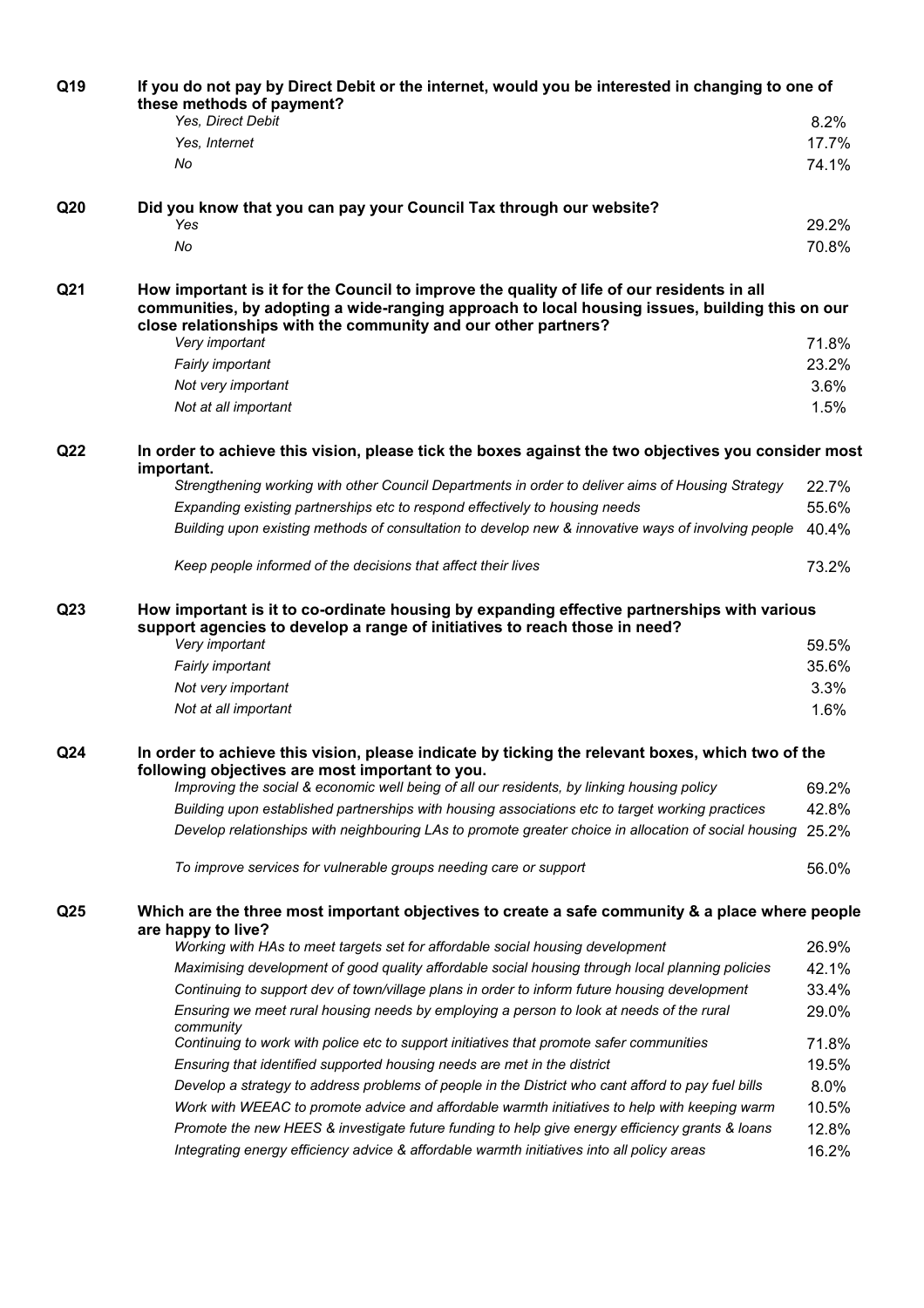**Q19** **If you do not pay by Direct Debit or the internet, would you be interested in changing to one of these methods of payment?**

| | |
|---|---|
| *Yes, Direct Debit* | 8.2% |
| *Yes, Internet* | 17.7% |
| *No* | 74.1% |

**Q20** **Did you know that you can pay your Council Tax through our website?**

| | |
|---|---|
| *Yes* | 29.2% |
| *No* | 70.8% |

**Q21** **How important is it for the Council to improve the quality of life of our residents in all communities, by adopting a wide-ranging approach to local housing issues, building this on our close relationships with the community and our other partners?**

| | |
|---|---|
| *Very important* | 71.8% |
| *Fairly important* | 23.2% |
| *Not very important* | 3.6% |
| *Not at all important* | 1.5% |

**Q22** **In order to achieve this vision, please tick the boxes against the two objectives you consider most important.**

| | |
|---|---|
| *Strengthening working with other Council Departments in order to deliver aims of Housing Strategy* | 22.7% |
| *Expanding existing partnerships etc to respond effectively to housing needs* | 55.6% |
| *Building upon existing methods of consultation to develop new & innovative ways of involving people* | 40.4% |
| *Keep people informed of the decisions that affect their lives* | 73.2% |

**Q23** **How important is it to co-ordinate housing by expanding effective partnerships with various support agencies to develop a range of initiatives to reach those in need?**

| | |
|---|---|
| *Very important* | 59.5% |
| *Fairly important* | 35.6% |
| *Not very important* | 3.3% |
| *Not at all important* | 1.6% |

**Q24** **In order to achieve this vision, please indicate by ticking the relevant boxes, which two of the following objectives are most important to you.**

| | |
|---|---|
| *Improving the social & economic well being of all our residents, by linking housing policy* | 69.2% |
| *Building upon established partnerships with housing associations etc to target working practices* | 42.8% |
| *Develop relationships with neighbouring LAs to promote greater choice in allocation of social housing* | 25.2% |
| *To improve services for vulnerable groups needing care or support* | 56.0% |

**Q25** **Which are the three most important objectives to create a safe community & a place where people are happy to live?**

| | |
|---|---|
| *Working with HAs to meet targets set for affordable social housing development* | 26.9% |
| *Maximising development of good quality affordable social housing through local planning policies* | 42.1% |
| *Continuing to support dev of town/village plans in order to inform future housing development* | 33.4% |
| *Ensuring we meet rural housing needs by employing a person to look at needs of the rural community* | 29.0% |
| *Continuing to work with police etc to support initiatives that promote safer communities* | 71.8% |
| *Ensuring that identified supported housing needs are met in the district* | 19.5% |
| *Develop a strategy to address problems of people in the District who cant afford to pay fuel bills* | 8.0% |
| *Work with WEEAC to promote advice and affordable warmth initiatives to help with keeping warm* | 10.5% |
| *Promote the new HEES & investigate future funding to help give energy efficiency grants & loans* | 12.8% |
| *Integrating energy efficiency advice & affordable warmth initiatives into all policy areas* | 16.2% |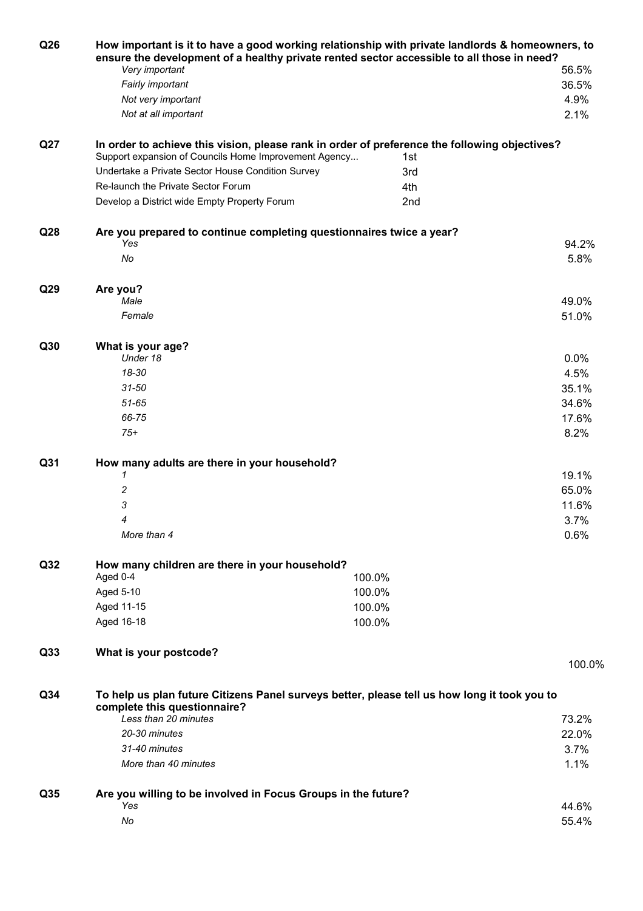**Q26** **How important is it to have a good working relationship with private landlords & homeowners, to ensure the development of a healthy private rented sector accessible to all those in need?**

| | |
|---|---|
| *Very important* | 56.5% |
| *Fairly important* | 36.5% |
| *Not very important* | 4.9% |
| *Not at all important* | 2.1% |

**Q27** **In order to achieve this vision, please rank in order of preference the following objectives?**

| | |
|---|---|
| Support expansion of Councils Home Improvement Agency... | 1st |
| Undertake a Private Sector House Condition Survey | 3rd |
| Re-launch the Private Sector Forum | 4th |
| Develop a District wide Empty Property Forum | 2nd |

**Q28** **Are you prepared to continue completing questionnaires twice a year?**

| | |
|---|---|
| *Yes* | 94.2% |
| *No* | 5.8% |

**Q29** **Are you?**

| | |
|---|---|
| *Male* | 49.0% |
| *Female* | 51.0% |

**Q30** **What is your age?**

| | |
|---|---|
| *Under 18* | 0.0% |
| *18-30* | 4.5% |
| *31-50* | 35.1% |
| *51-65* | 34.6% |
| *66-75* | 17.6% |
| *75+* | 8.2% |

**Q31** **How many adults are there in your household?**

| | |
|---|---|
| *1* | 19.1% |
| *2* | 65.0% |
| *3* | 11.6% |
| *4* | 3.7% |
| *More than 4* | 0.6% |

**Q32** **How many children are there in your household?**

| | |
|---|---|
| Aged 0-4 | 100.0% |
| Aged 5-10 | 100.0% |
| Aged 11-15 | 100.0% |
| Aged 16-18 | 100.0% |

**Q33** **What is your postcode?**

100.0%

**Q34** **To help us plan future Citizens Panel surveys better, please tell us how long it took you to complete this questionnaire?**

| | |
|---|---|
| *Less than 20 minutes* | 73.2% |
| *20-30 minutes* | 22.0% |
| *31-40 minutes* | 3.7% |
| *More than 40 minutes* | 1.1% |

**Q35** **Are you willing to be involved in Focus Groups in the future?**

| | |
|---|---|
| *Yes* | 44.6% |
| *No* | 55.4% |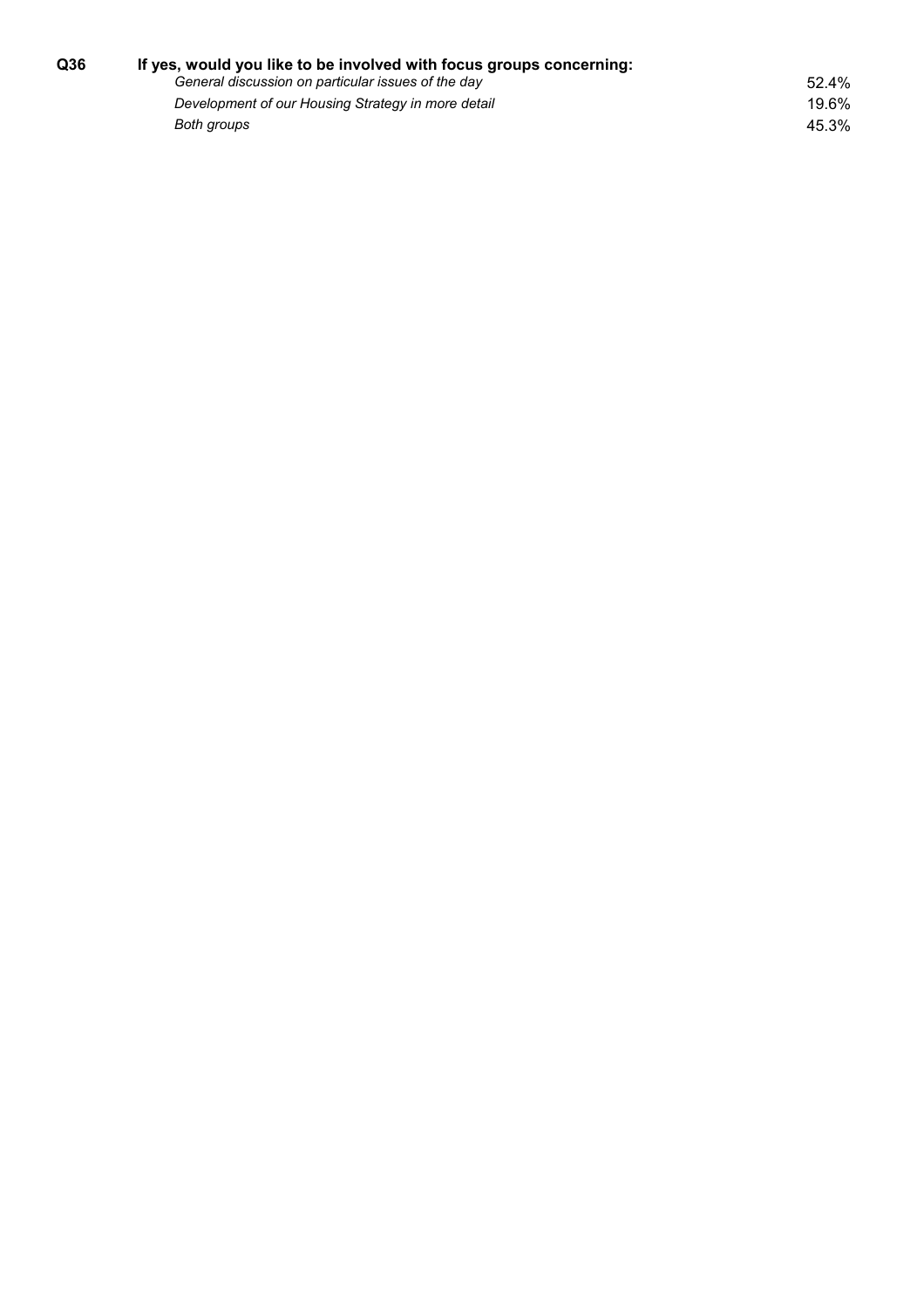**Q36 If yes, would you like to be involved with focus groups concerning:**

| | |
|---|---|
| *General discussion on particular issues of the day* | 52.4% |
| *Development of our Housing Strategy in more detail* | 19.6% |
| *Both groups* | 45.3% |